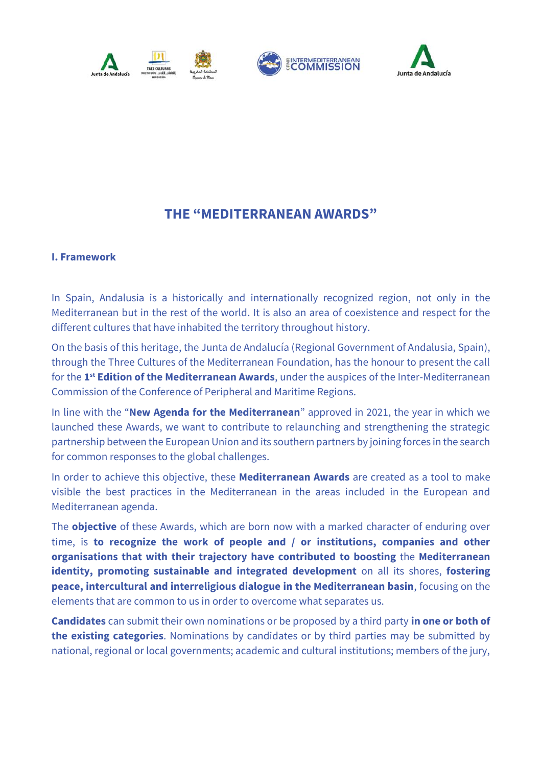# THE "MEDITERRANEAN AWARDS"

## I. Framework

In Spain, Andalusia is a historically and internationally recognized region, not only in the Mediterranean but in the rest of the world. It is also an area of coexistence and respect for the different cultures that have inhabited the territory throughout history.

On the basis of this heritage, the Junta de Andalucía (Regional Government of Andalusia, Spain), through the Three Cultures of the Mediterranean Foundation, has the honour to present the call for the **1st Edition of the Mediterranean Awards**, under the auspices of the Inter-Mediterranean Commission of the Conference of Peripheral and Maritime Regions.

In line with the "**New Agenda for the Mediterranean**" approved in 2021, the year in which we launched these Awards, we want to contribute to relaunching and strengthening the strategic partnership between the European Union and its southern partners by joining forces in the search for common responses to the global challenges.

In order to achieve this objective, these **Mediterranean Awards** are created as a tool to make visible the best practices in the Mediterranean in the areas included in the European and Mediterranean agenda.

The **objective** of these Awards, which are born now with a marked character of enduring over time, is **to recognize the work of people and / or institutions, companies and other organisations that with their trajectory have contributed to boosting** the **Mediterranean identity, promoting sustainable and integrated development** on all its shores, **fostering peace, intercultural and interreligious dialogue in the Mediterranean basin**, focusing on the elements that are common to us in order to overcome what separates us.

**Candidates** can submit their own nominations or be proposed by a third party **in one or both of the existing categories**. Nominations by candidates or by third parties may be submitted by national, regional or local governments; academic and cultural institutions; members of the jury,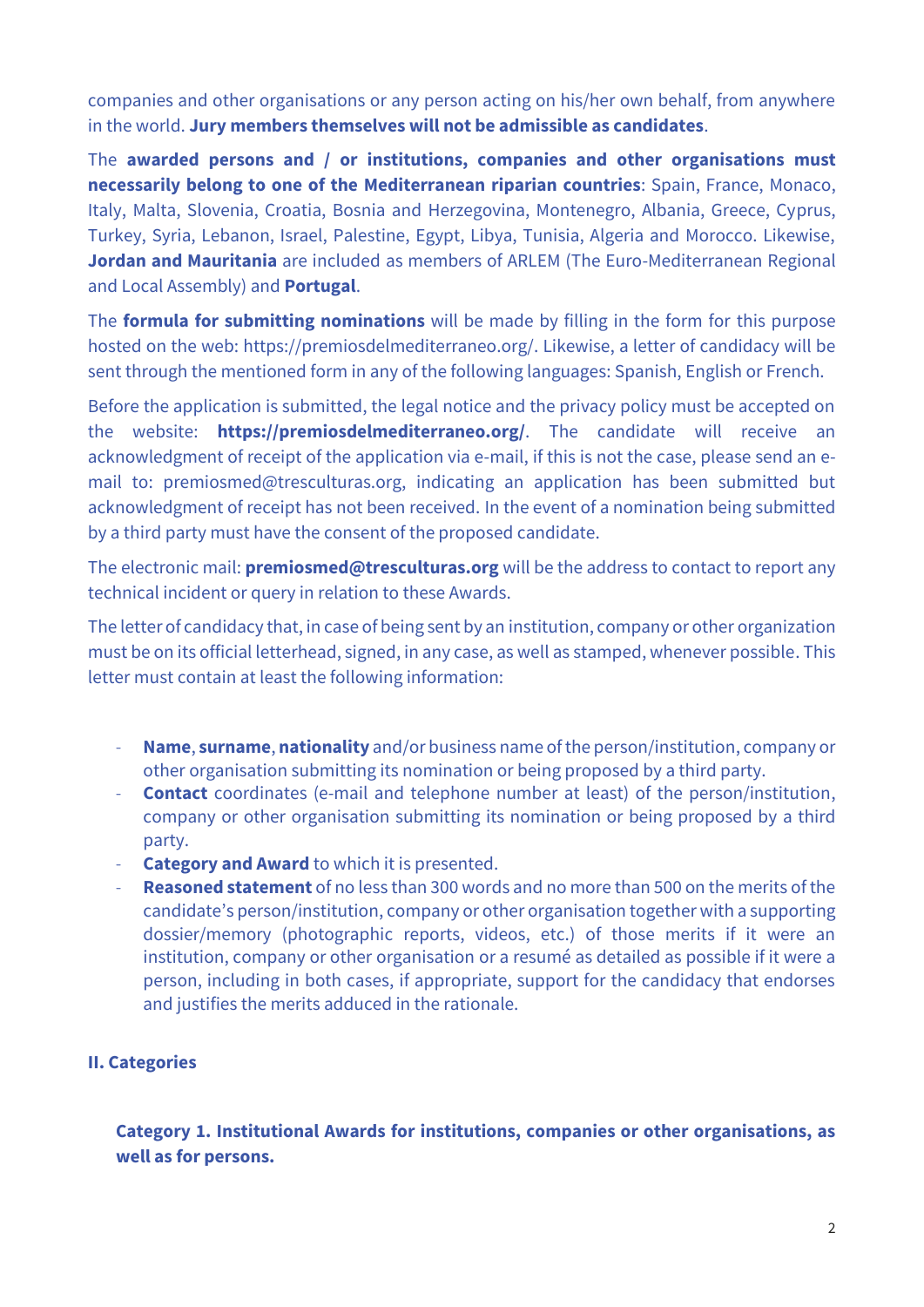companies and other organisations or any person acting on his/her own behalf, from anywhere in the world. **Jury members themselves will not be admissible as candidates**.

The **awarded persons and / or institutions, companies and other organisations must necessarily belong to one of the Mediterranean riparian countries**: Spain, France, Monaco, Italy, Malta, Slovenia, Croatia, Bosnia and Herzegovina, Montenegro, Albania, Greece, Cyprus, Turkey, Syria, Lebanon, Israel, Palestine, Egypt, Libya, Tunisia, Algeria and Morocco. Likewise, **Jordan and Mauritania** are included as members of ARLEM (The Euro-Mediterranean Regional and Local Assembly) and **Portugal**.

The **formula for submitting nominations** will be made by filling in the form for this purpose hosted on the web: https://premiosdelmediterraneo.org/. Likewise, a letter of candidacy will be sent through the mentioned form in any of the following languages: Spanish, English or French.

Before the application is submitted, the legal notice and the privacy policy must be accepted on the website: **https://premiosdelmediterraneo.org/**. The candidate will receive an acknowledgment of receipt of the application via e-mail, if this is not the case, please send an e-mail to: premiosmed@tresculturas.org, indicating an application has been submitted but acknowledgment of receipt has not been received. In the event of a nomination being submitted by a third party must have the consent of the proposed candidate.

The electronic mail: **premiosmed@tresculturas.org** will be the address to contact to report any technical incident or query in relation to these Awards.

The letter of candidacy that, in case of being sent by an institution, company or other organization must be on its official letterhead, signed, in any case, as well as stamped, whenever possible. This letter must contain at least the following information:

- **Name**, **surname**, **nationality** and/or business name of the person/institution, company or other organisation submitting its nomination or being proposed by a third party.
- **Contact** coordinates (e-mail and telephone number at least) of the person/institution, company or other organisation submitting its nomination or being proposed by a third party.
- **Category and Award** to which it is presented.
- **Reasoned statement** of no less than 300 words and no more than 500 on the merits of the candidate's person/institution, company or other organisation together with a supporting dossier/memory (photographic reports, videos, etc.) of those merits if it were an institution, company or other organisation or a resumé as detailed as possible if it were a person, including in both cases, if appropriate, support for the candidacy that endorses and justifies the merits adduced in the rationale.

## II. Categories

### Category 1. Institutional Awards for institutions, companies or other organisations, as well as for persons.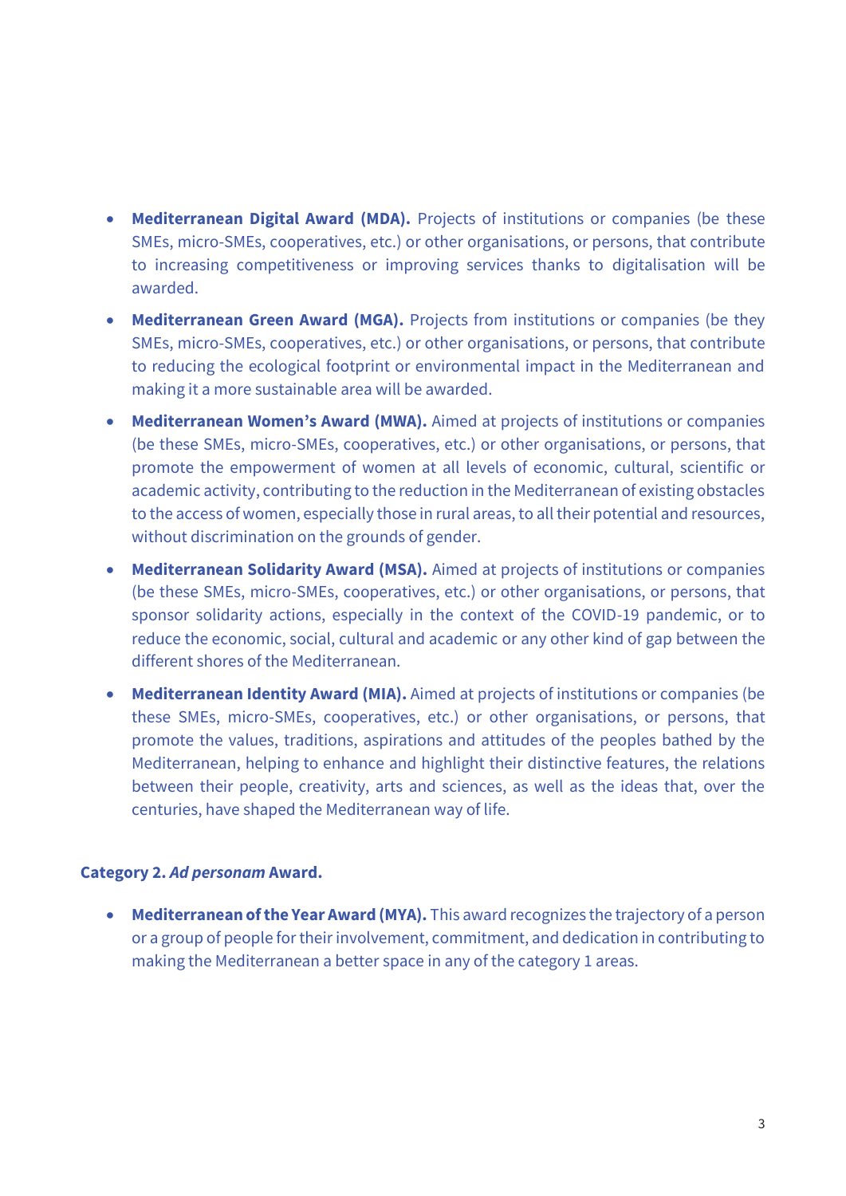- **Mediterranean Digital Award (MDA).** Projects of institutions or companies (be these SMEs, micro-SMEs, cooperatives, etc.) or other organisations, or persons, that contribute to increasing competitiveness or improving services thanks to digitalisation will be awarded.
- **Mediterranean Green Award (MGA).** Projects from institutions or companies (be they SMEs, micro-SMEs, cooperatives, etc.) or other organisations, or persons, that contribute to reducing the ecological footprint or environmental impact in the Mediterranean and making it a more sustainable area will be awarded.
- **Mediterranean Women's Award (MWA).** Aimed at projects of institutions or companies (be these SMEs, micro-SMEs, cooperatives, etc.) or other organisations, or persons, that promote the empowerment of women at all levels of economic, cultural, scientific or academic activity, contributing to the reduction in the Mediterranean of existing obstacles to the access of women, especially those in rural areas, to all their potential and resources, without discrimination on the grounds of gender.
- **Mediterranean Solidarity Award (MSA).** Aimed at projects of institutions or companies (be these SMEs, micro-SMEs, cooperatives, etc.) or other organisations, or persons, that sponsor solidarity actions, especially in the context of the COVID-19 pandemic, or to reduce the economic, social, cultural and academic or any other kind of gap between the different shores of the Mediterranean.
- **Mediterranean Identity Award (MIA).** Aimed at projects of institutions or companies (be these SMEs, micro-SMEs, cooperatives, etc.) or other organisations, or persons, that promote the values, traditions, aspirations and attitudes of the peoples bathed by the Mediterranean, helping to enhance and highlight their distinctive features, the relations between their people, creativity, arts and sciences, as well as the ideas that, over the centuries, have shaped the Mediterranean way of life.

**Category 2. *Ad personam* Award.**

- **Mediterranean of the Year Award (MYA).** This award recognizes the trajectory of a person or a group of people for their involvement, commitment, and dedication in contributing to making the Mediterranean a better space in any of the category 1 areas.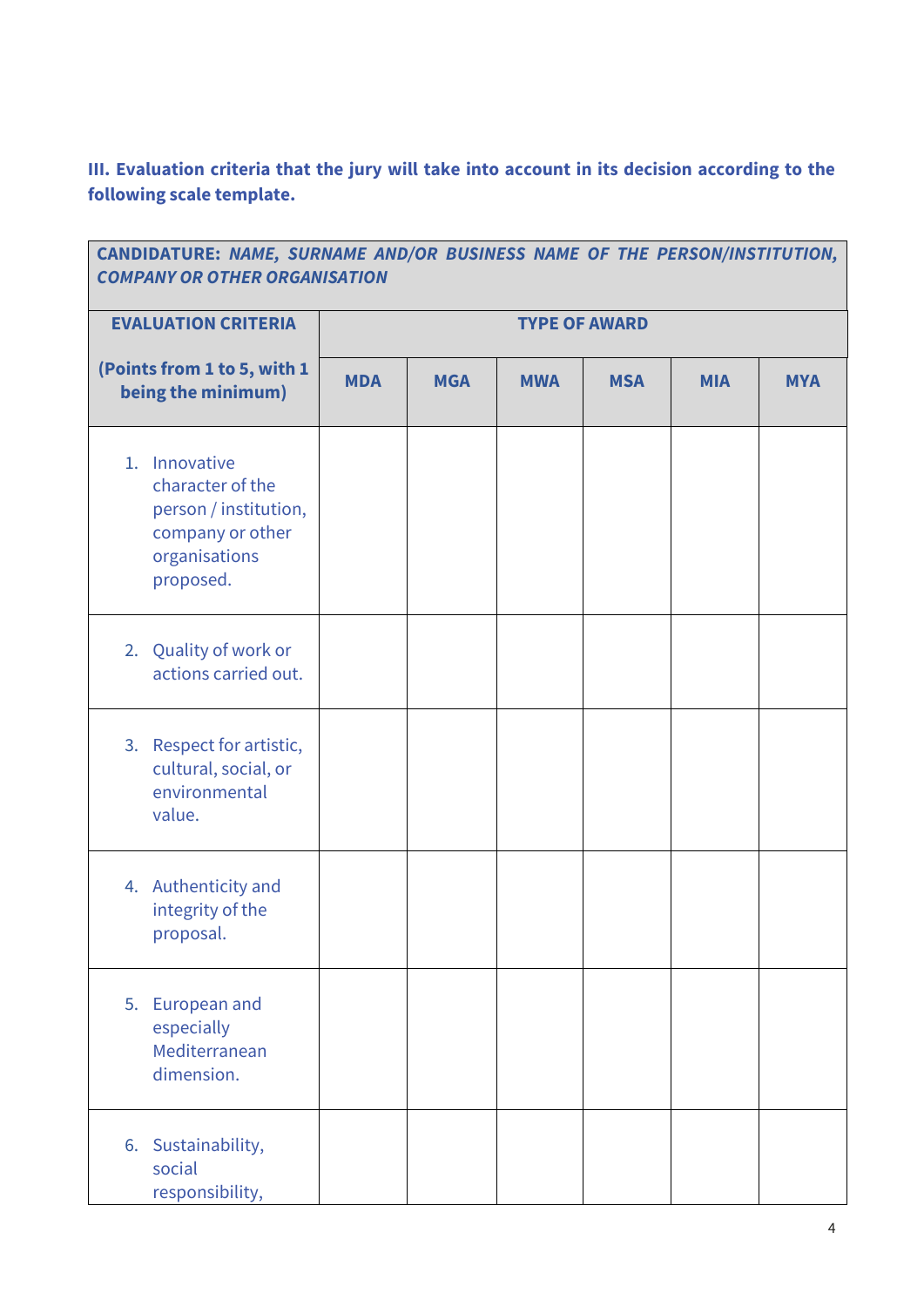**III. Evaluation criteria that the jury will take into account in its decision according to the following scale template.**

| **CANDIDATURE:** ***NAME, SURNAME AND/OR BUSINESS NAME OF THE PERSON/INSTITUTION, COMPANY OR OTHER ORGANISATION*** | | | | | | |
|---|---|---|---|---|---|---|
| **EVALUATION CRITERIA** | **TYPE OF AWARD** | | | | | |
| **(Points from 1 to 5, with 1 being the minimum)** | **MDA** | **MGA** | **MWA** | **MSA** | **MIA** | **MYA** |
| 1. Innovative character of the person / institution, company or other organisations proposed. | | | | | | |
| 2. Quality of work or actions carried out. | | | | | | |
| 3. Respect for artistic, cultural, social, or environmental value. | | | | | | |
| 4. Authenticity and integrity of the proposal. | | | | | | |
| 5. European and especially Mediterranean dimension. | | | | | | |
| 6. Sustainability, social responsibility, | | | | | | |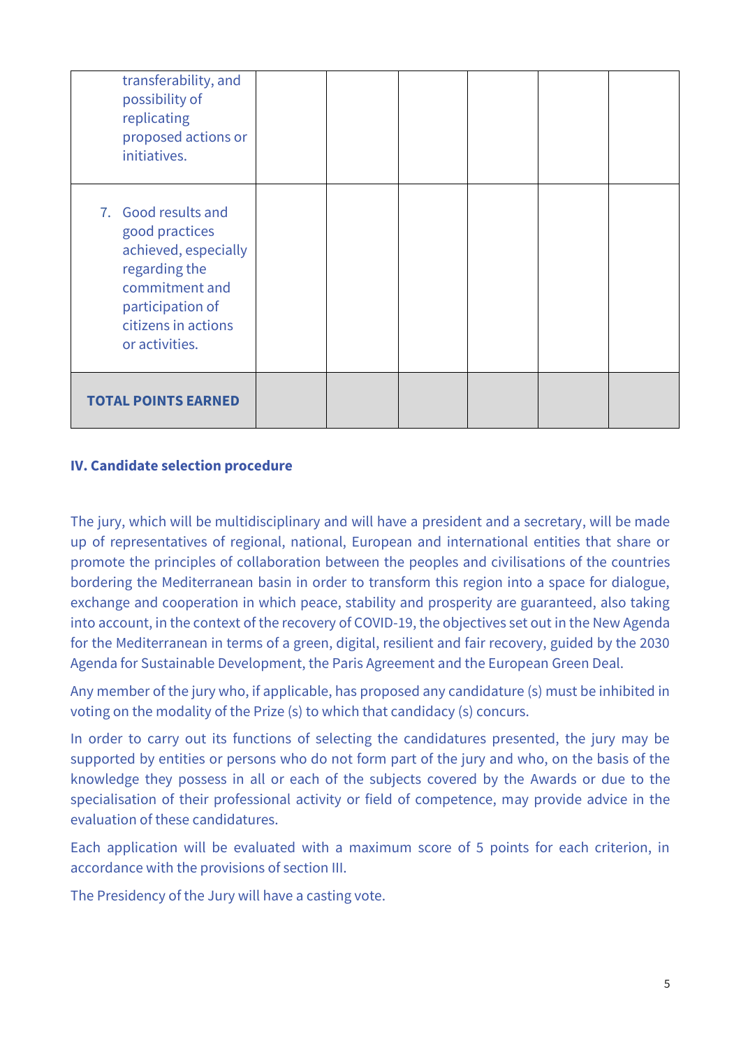| | | | | | | |
|---|---|---|---|---|---|---|
| transferability, and possibility of replicating proposed actions or initiatives. | | | | | | |
| 7. Good results and good practices achieved, especially regarding the commitment and participation of citizens in actions or activities. | | | | | | |
| **TOTAL POINTS EARNED** | | | | | | |

### IV. Candidate selection procedure

The jury, which will be multidisciplinary and will have a president and a secretary, will be made up of representatives of regional, national, European and international entities that share or promote the principles of collaboration between the peoples and civilisations of the countries bordering the Mediterranean basin in order to transform this region into a space for dialogue, exchange and cooperation in which peace, stability and prosperity are guaranteed, also taking into account, in the context of the recovery of COVID-19, the objectives set out in the New Agenda for the Mediterranean in terms of a green, digital, resilient and fair recovery, guided by the 2030 Agenda for Sustainable Development, the Paris Agreement and the European Green Deal.

Any member of the jury who, if applicable, has proposed any candidature (s) must be inhibited in voting on the modality of the Prize (s) to which that candidacy (s) concurs.

In order to carry out its functions of selecting the candidatures presented, the jury may be supported by entities or persons who do not form part of the jury and who, on the basis of the knowledge they possess in all or each of the subjects covered by the Awards or due to the specialisation of their professional activity or field of competence, may provide advice in the evaluation of these candidatures.

Each application will be evaluated with a maximum score of 5 points for each criterion, in accordance with the provisions of section III.

The Presidency of the Jury will have a casting vote.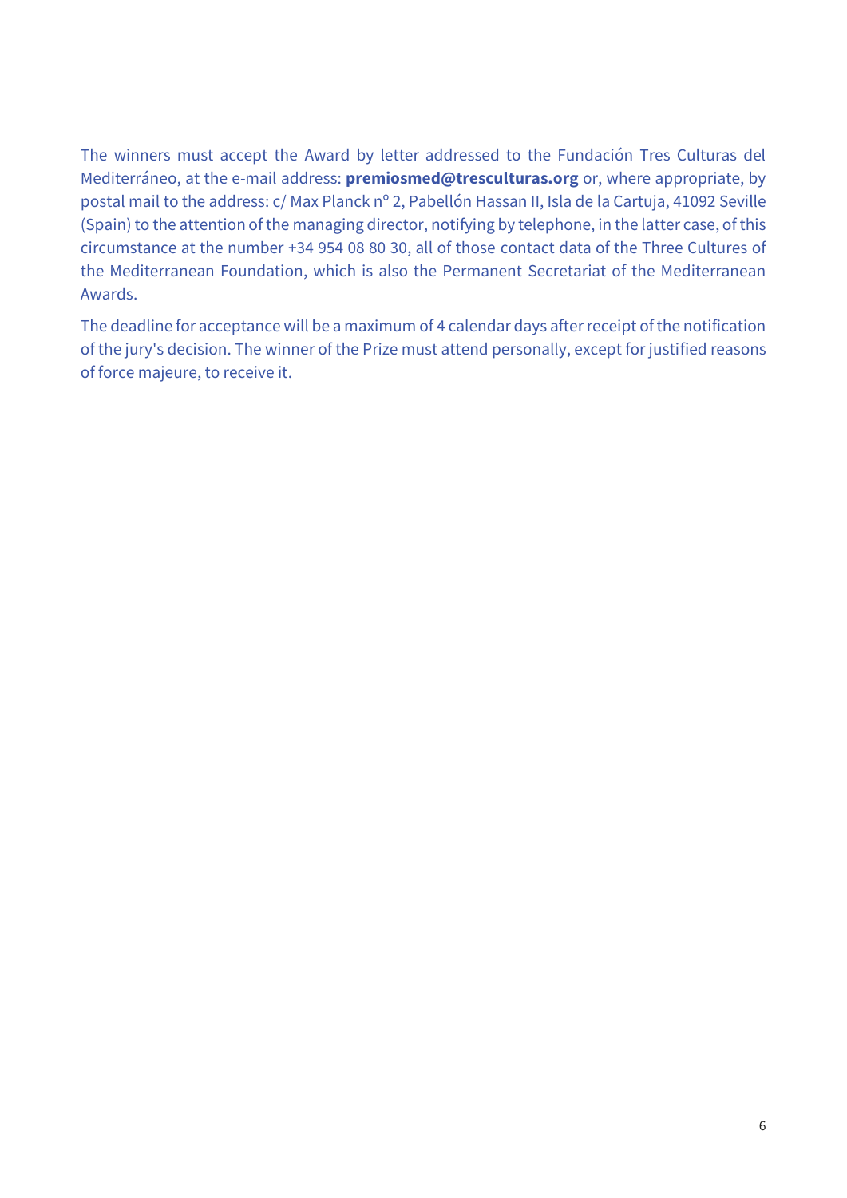The winners must accept the Award by letter addressed to the Fundación Tres Culturas del Mediterráneo, at the e-mail address: **premiosmed@tresculturas.org** or, where appropriate, by postal mail to the address: c/ Max Planck nº 2, Pabellón Hassan II, Isla de la Cartuja, 41092 Seville (Spain) to the attention of the managing director, notifying by telephone, in the latter case, of this circumstance at the number +34 954 08 80 30, all of those contact data of the Three Cultures of the Mediterranean Foundation, which is also the Permanent Secretariat of the Mediterranean Awards.

The deadline for acceptance will be a maximum of 4 calendar days after receipt of the notification of the jury's decision. The winner of the Prize must attend personally, except for justified reasons of force majeure, to receive it.